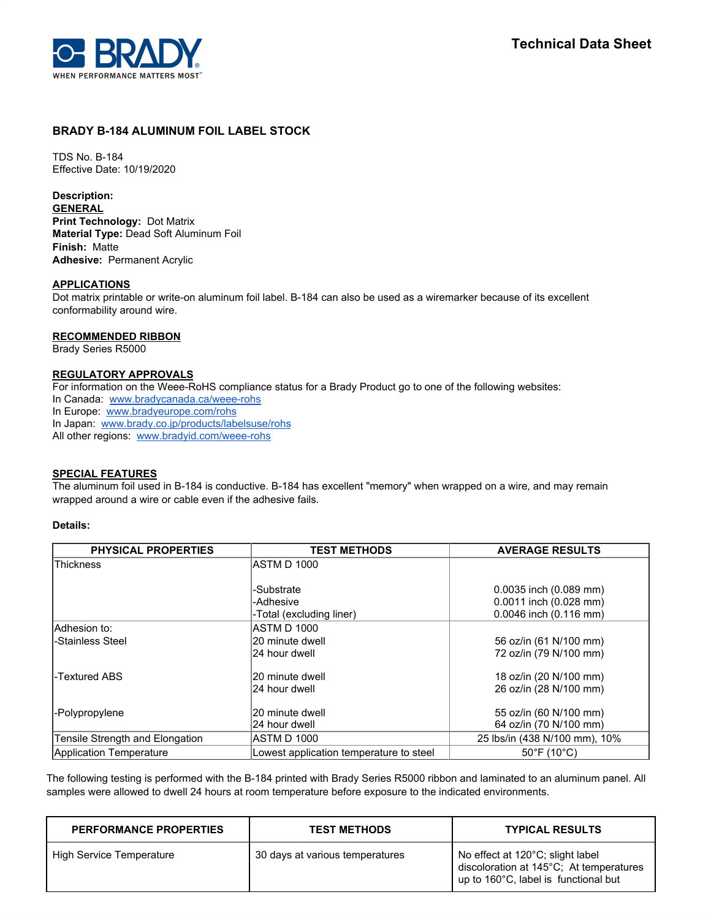# BRADY B-184 ALUMINUM FOIL LABEL STOCK

TDS No. B-184
Effective Date: 10/19/2020

**Description:**

**GENERAL**

**Print Technology:** Dot Matrix
**Material Type:** Dead Soft Aluminum Foil
**Finish:** Matte
**Adhesive:** Permanent Acrylic

**APPLICATIONS**

Dot matrix printable or write-on aluminum foil label. B-184 can also be used as a wiremarker because of its excellent conformability around wire.

**RECOMMENDED RIBBON**

Brady Series R5000

**REGULATORY APPROVALS**

For information on the Weee-RoHS compliance status for a Brady Product go to one of the following websites:
In Canada: www.bradycanada.ca/weee-rohs
In Europe: www.bradyeurope.com/rohs
In Japan: www.brady.co.jp/products/labelsuse/rohs
All other regions: www.bradyid.com/weee-rohs

**SPECIAL FEATURES**

The aluminum foil used in B-184 is conductive. B-184 has excellent "memory" when wrapped on a wire, and may remain wrapped around a wire or cable even if the adhesive fails.

**Details:**

| PHYSICAL PROPERTIES | TEST METHODS | AVERAGE RESULTS |
|---|---|---|
| Thickness | ASTM D 1000 | |
| | -Substrate | 0.0035 inch (0.089 mm) |
| | -Adhesive | 0.0011 inch (0.028 mm) |
| | -Total (excluding liner) | 0.0046 inch (0.116 mm) |
| Adhesion to: | ASTM D 1000 | |
| -Stainless Steel | 20 minute dwell | 56 oz/in (61 N/100 mm) |
| | 24 hour dwell | 72 oz/in (79 N/100 mm) |
| -Textured ABS | 20 minute dwell | 18 oz/in (20 N/100 mm) |
| | 24 hour dwell | 26 oz/in (28 N/100 mm) |
| -Polypropylene | 20 minute dwell | 55 oz/in (60 N/100 mm) |
| | 24 hour dwell | 64 oz/in (70 N/100 mm) |
| Tensile Strength and Elongation | ASTM D 1000 | 25 lbs/in (438 N/100 mm), 10% |
| Application Temperature | Lowest application temperature to steel | 50°F (10°C) |

The following testing is performed with the B-184 printed with Brady Series R5000 ribbon and laminated to an aluminum panel. All samples were allowed to dwell 24 hours at room temperature before exposure to the indicated environments.

| PERFORMANCE PROPERTIES | TEST METHODS | TYPICAL RESULTS |
|---|---|---|
| High Service Temperature | 30 days at various temperatures | No effect at 120°C; slight label discoloration at 145°C; At temperatures up to 160°C, label is functional but |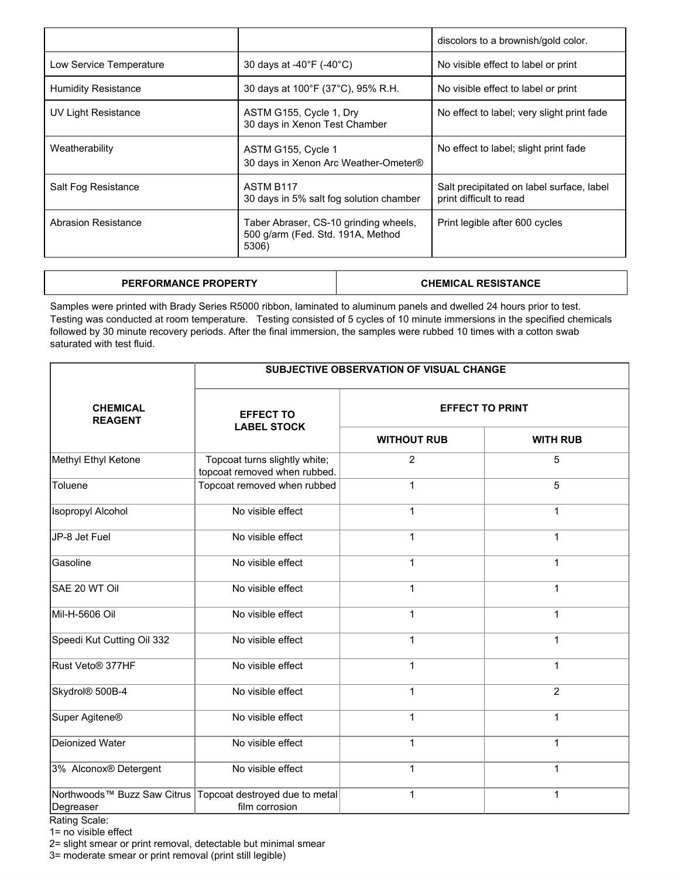| | | |
|---|---|---|
| | | discolors to a brownish/gold color. |
| Low Service Temperature | 30 days at -40°F (-40°C) | No visible effect to label or print |
| Humidity Resistance | 30 days at 100°F (37°C), 95% R.H. | No visible effect to label or print |
| UV Light Resistance | ASTM G155, Cycle 1, Dry<br>30 days in Xenon Test Chamber | No effect to label; very slight print fade |
| Weatherability | ASTM G155, Cycle 1<br>30 days in Xenon Arc Weather-Ometer® | No effect to label; slight print fade |
| Salt Fog Resistance | ASTM B117<br>30 days in 5% salt fog solution chamber | Salt precipitated on label surface, label print difficult to read |
| Abrasion Resistance | Taber Abraser, CS-10 grinding wheels, 500 g/arm (Fed. Std. 191A, Method 5306) | Print legible after 600 cycles |

| PERFORMANCE PROPERTY | CHEMICAL RESISTANCE |
|---|---|

Samples were printed with Brady Series R5000 ribbon, laminated to aluminum panels and dwelled 24 hours prior to test. Testing was conducted at room temperature. Testing consisted of 5 cycles of 10 minute immersions in the specified chemicals followed by 30 minute recovery periods. After the final immersion, the samples were rubbed 10 times with a cotton swab saturated with test fluid.

| CHEMICAL REAGENT | SUBJECTIVE OBSERVATION OF VISUAL CHANGE | | |
|---|---|---|---|
| | EFFECT TO LABEL STOCK | EFFECT TO PRINT | |
| | | WITHOUT RUB | WITH RUB |
| Methyl Ethyl Ketone | Topcoat turns slightly white; topcoat removed when rubbed. | 2 | 5 |
| Toluene | Topcoat removed when rubbed | 1 | 5 |
| Isopropyl Alcohol | No visible effect | 1 | 1 |
| JP-8 Jet Fuel | No visible effect | 1 | 1 |
| Gasoline | No visible effect | 1 | 1 |
| SAE 20 WT Oil | No visible effect | 1 | 1 |
| Mil-H-5606 Oil | No visible effect | 1 | 1 |
| Speedi Kut Cutting Oil 332 | No visible effect | 1 | 1 |
| Rust Veto® 377HF | No visible effect | 1 | 1 |
| Skydrol® 500B-4 | No visible effect | 1 | 2 |
| Super Agitene® | No visible effect | 1 | 1 |
| Deionized Water | No visible effect | 1 | 1 |
| 3% Alconox® Detergent | No visible effect | 1 | 1 |
| Northwoods™ Buzz Saw Citrus Degreaser | Topcoat destroyed due to metal film corrosion | 1 | 1 |

Rating Scale:
1= no visible effect
2= slight smear or print removal, detectable but minimal smear
3= moderate smear or print removal (print still legible)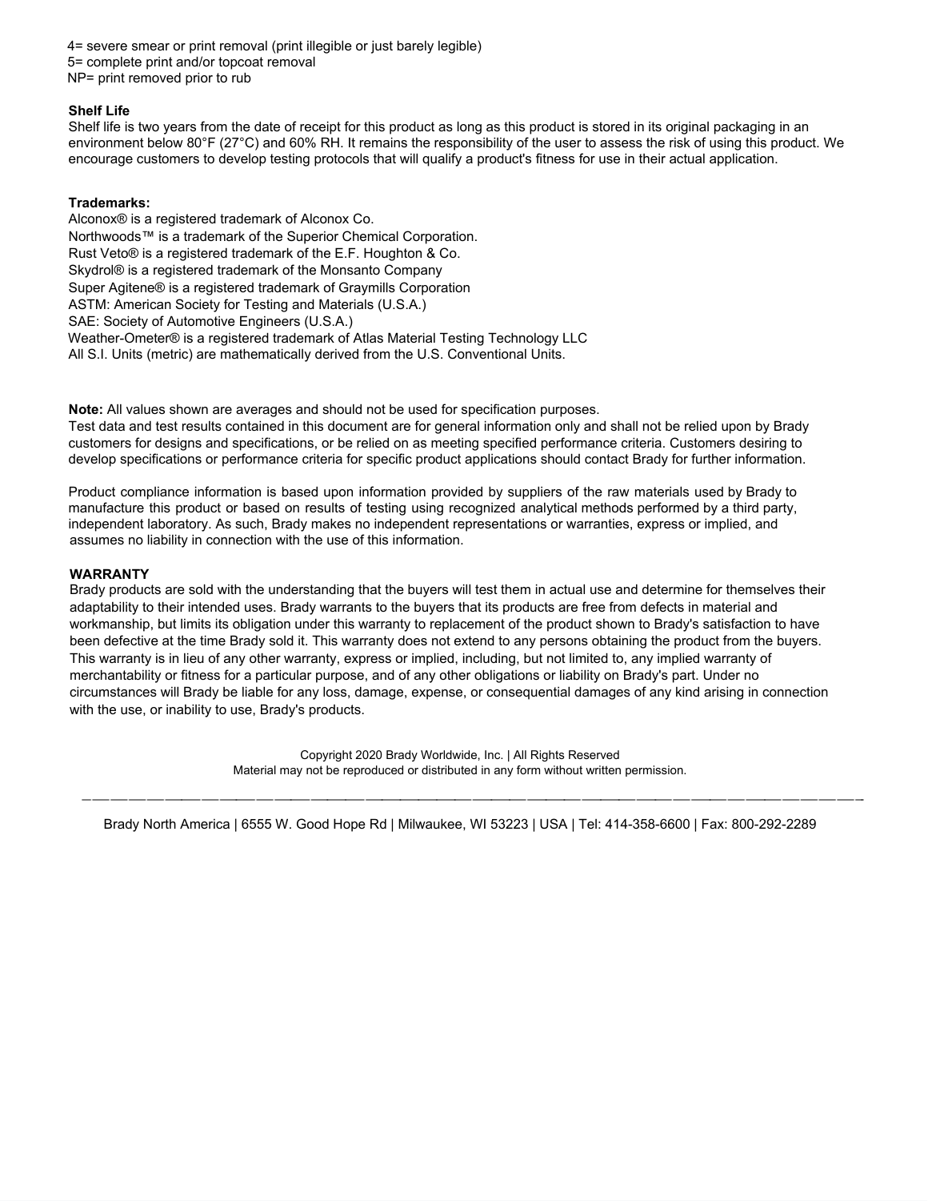4= severe smear or print removal (print illegible or just barely legible)
5= complete print and/or topcoat removal
NP= print removed prior to rub

**Shelf Life**

Shelf life is two years from the date of receipt for this product as long as this product is stored in its original packaging in an environment below 80°F (27°C) and 60% RH. It remains the responsibility of the user to assess the risk of using this product. We encourage customers to develop testing protocols that will qualify a product's fitness for use in their actual application.

**Trademarks:**

Alconox® is a registered trademark of Alconox Co.
Northwoods™ is a trademark of the Superior Chemical Corporation.
Rust Veto® is a registered trademark of the E.F. Houghton & Co.
Skydrol® is a registered trademark of the Monsanto Company
Super Agitene® is a registered trademark of Graymills Corporation
ASTM: American Society for Testing and Materials (U.S.A.)
SAE: Society of Automotive Engineers (U.S.A.)
Weather-Ometer® is a registered trademark of Atlas Material Testing Technology LLC
All S.I. Units (metric) are mathematically derived from the U.S. Conventional Units.

**Note:** All values shown are averages and should not be used for specification purposes.
Test data and test results contained in this document are for general information only and shall not be relied upon by Brady customers for designs and specifications, or be relied on as meeting specified performance criteria. Customers desiring to develop specifications or performance criteria for specific product applications should contact Brady for further information.

Product compliance information is based upon information provided by suppliers of the raw materials used by Brady to manufacture this product or based on results of testing using recognized analytical methods performed by a third party, independent laboratory. As such, Brady makes no independent representations or warranties, express or implied, and assumes no liability in connection with the use of this information.

**WARRANTY**

Brady products are sold with the understanding that the buyers will test them in actual use and determine for themselves their adaptability to their intended uses. Brady warrants to the buyers that its products are free from defects in material and workmanship, but limits its obligation under this warranty to replacement of the product shown to Brady's satisfaction to have been defective at the time Brady sold it. This warranty does not extend to any persons obtaining the product from the buyers. This warranty is in lieu of any other warranty, express or implied, including, but not limited to, any implied warranty of merchantability or fitness for a particular purpose, and of any other obligations or liability on Brady's part. Under no circumstances will Brady be liable for any loss, damage, expense, or consequential damages of any kind arising in connection with the use, or inability to use, Brady's products.

Copyright 2020 Brady Worldwide, Inc. | All Rights Reserved
Material may not be reproduced or distributed in any form without written permission.

Brady North America | 6555 W. Good Hope Rd | Milwaukee, WI 53223 | USA | Tel: 414-358-6600 | Fax: 800-292-2289